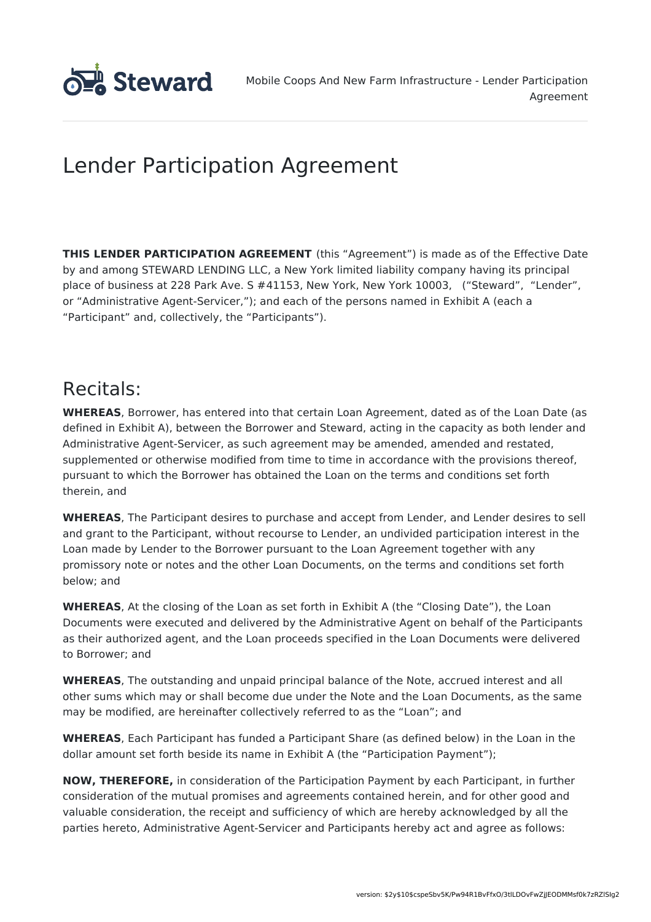# Lender Participation Agreement

**THIS LENDER PARTICIPATION AGREEMENT** (this "Agreement") is made as of the Effective Date by and among STEWARD LENDING LLC, a New York limited liability company having its principal place of business at 228 Park Ave. S #41153, New York, New York 10003, ("Steward", "Lender", or "Administrative Agent-Servicer,"); and each of the persons named in Exhibit A (each a "Participant" and, collectively, the "Participants").

## Recitals:

**WHEREAS**, Borrower, has entered into that certain Loan Agreement, dated as of the Loan Date (as defined in Exhibit A), between the Borrower and Steward, acting in the capacity as both lender and Administrative Agent-Servicer, as such agreement may be amended, amended and restated, supplemented or otherwise modified from time to time in accordance with the provisions thereof, pursuant to which the Borrower has obtained the Loan on the terms and conditions set forth therein, and

**WHEREAS**, The Participant desires to purchase and accept from Lender, and Lender desires to sell and grant to the Participant, without recourse to Lender, an undivided participation interest in the Loan made by Lender to the Borrower pursuant to the Loan Agreement together with any promissory note or notes and the other Loan Documents, on the terms and conditions set forth below; and

**WHEREAS**, At the closing of the Loan as set forth in Exhibit A (the "Closing Date"), the Loan Documents were executed and delivered by the Administrative Agent on behalf of the Participants as their authorized agent, and the Loan proceeds specified in the Loan Documents were delivered to Borrower; and

**WHEREAS**, The outstanding and unpaid principal balance of the Note, accrued interest and all other sums which may or shall become due under the Note and the Loan Documents, as the same may be modified, are hereinafter collectively referred to as the "Loan"; and

**WHEREAS**, Each Participant has funded a Participant Share (as defined below) in the Loan in the dollar amount set forth beside its name in Exhibit A (the "Participation Payment");

**NOW, THEREFORE,** in consideration of the Participation Payment by each Participant, in further consideration of the mutual promises and agreements contained herein, and for other good and valuable consideration, the receipt and sufficiency of which are hereby acknowledged by all the parties hereto, Administrative Agent-Servicer and Participants hereby act and agree as follows: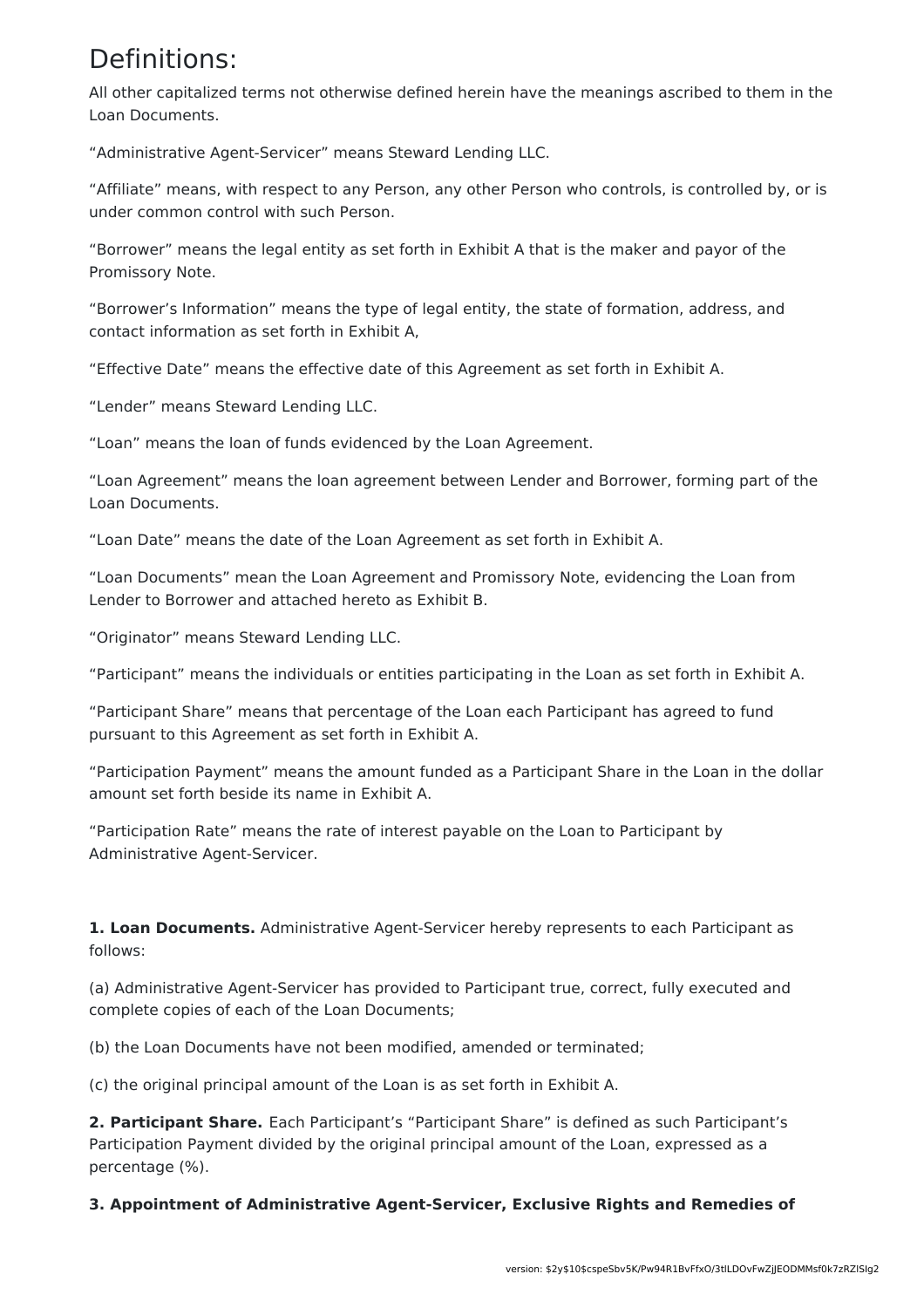# Definitions:

All other capitalized terms not otherwise defined herein have the meanings ascribed to them in the Loan Documents.

"Administrative Agent-Servicer" means Steward Lending LLC.

"Affiliate" means, with respect to any Person, any other Person who controls, is controlled by, or is under common control with such Person.

"Borrower" means the legal entity as set forth in Exhibit A that is the maker and payor of the Promissory Note.

"Borrower's Information" means the type of legal entity, the state of formation, address, and contact information as set forth in Exhibit A,

"Effective Date" means the effective date of this Agreement as set forth in Exhibit A.

"Lender" means Steward Lending LLC.

"Loan" means the loan of funds evidenced by the Loan Agreement.

"Loan Agreement" means the loan agreement between Lender and Borrower, forming part of the Loan Documents.

"Loan Date" means the date of the Loan Agreement as set forth in Exhibit A.

"Loan Documents" mean the Loan Agreement and Promissory Note, evidencing the Loan from Lender to Borrower and attached hereto as Exhibit B.

"Originator" means Steward Lending LLC.

"Participant" means the individuals or entities participating in the Loan as set forth in Exhibit A.

"Participant Share" means that percentage of the Loan each Participant has agreed to fund pursuant to this Agreement as set forth in Exhibit A.

"Participation Payment" means the amount funded as a Participant Share in the Loan in the dollar amount set forth beside its name in Exhibit A.

"Participation Rate" means the rate of interest payable on the Loan to Participant by Administrative Agent-Servicer.

**1. Loan Documents.** Administrative Agent-Servicer hereby represents to each Participant as follows:

(a) Administrative Agent-Servicer has provided to Participant true, correct, fully executed and complete copies of each of the Loan Documents;

(b) the Loan Documents have not been modified, amended or terminated;

(c) the original principal amount of the Loan is as set forth in Exhibit A.

**2. Participant Share.** Each Participant's "Participant Share" is defined as such Participant's Participation Payment divided by the original principal amount of the Loan, expressed as a percentage (%).

**3. Appointment of Administrative Agent-Servicer, Exclusive Rights and Remedies of**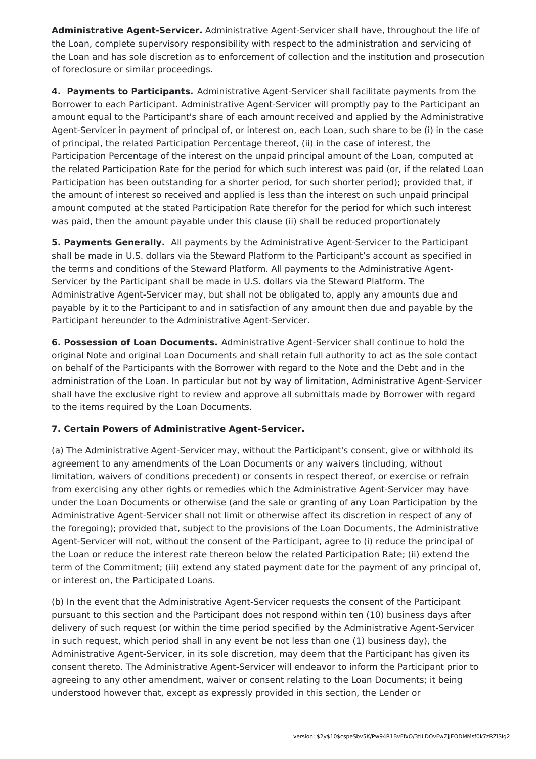**Administrative Agent-Servicer.** Administrative Agent-Servicer shall have, throughout the life of the Loan, complete supervisory responsibility with respect to the administration and servicing of the Loan and has sole discretion as to enforcement of collection and the institution and prosecution of foreclosure or similar proceedings.

**4. Payments to Participants.** Administrative Agent-Servicer shall facilitate payments from the Borrower to each Participant. Administrative Agent-Servicer will promptly pay to the Participant an amount equal to the Participant's share of each amount received and applied by the Administrative Agent-Servicer in payment of principal of, or interest on, each Loan, such share to be (i) in the case of principal, the related Participation Percentage thereof, (ii) in the case of interest, the Participation Percentage of the interest on the unpaid principal amount of the Loan, computed at the related Participation Rate for the period for which such interest was paid (or, if the related Loan Participation has been outstanding for a shorter period, for such shorter period); provided that, if the amount of interest so received and applied is less than the interest on such unpaid principal amount computed at the stated Participation Rate therefor for the period for which such interest was paid, then the amount payable under this clause (ii) shall be reduced proportionately

**5. Payments Generally.** All payments by the Administrative Agent-Servicer to the Participant shall be made in U.S. dollars via the Steward Platform to the Participant's account as specified in the terms and conditions of the Steward Platform. All payments to the Administrative Agent-Servicer by the Participant shall be made in U.S. dollars via the Steward Platform. The Administrative Agent-Servicer may, but shall not be obligated to, apply any amounts due and payable by it to the Participant to and in satisfaction of any amount then due and payable by the Participant hereunder to the Administrative Agent-Servicer.

**6. Possession of Loan Documents.** Administrative Agent-Servicer shall continue to hold the original Note and original Loan Documents and shall retain full authority to act as the sole contact on behalf of the Participants with the Borrower with regard to the Note and the Debt and in the administration of the Loan. In particular but not by way of limitation, Administrative Agent-Servicer shall have the exclusive right to review and approve all submittals made by Borrower with regard to the items required by the Loan Documents.

**7. Certain Powers of Administrative Agent-Servicer.**

(a) The Administrative Agent-Servicer may, without the Participant's consent, give or withhold its agreement to any amendments of the Loan Documents or any waivers (including, without limitation, waivers of conditions precedent) or consents in respect thereof, or exercise or refrain from exercising any other rights or remedies which the Administrative Agent-Servicer may have under the Loan Documents or otherwise (and the sale or granting of any Loan Participation by the Administrative Agent-Servicer shall not limit or otherwise affect its discretion in respect of any of the foregoing); provided that, subject to the provisions of the Loan Documents, the Administrative Agent-Servicer will not, without the consent of the Participant, agree to (i) reduce the principal of the Loan or reduce the interest rate thereon below the related Participation Rate; (ii) extend the term of the Commitment; (iii) extend any stated payment date for the payment of any principal of, or interest on, the Participated Loans.

(b) In the event that the Administrative Agent-Servicer requests the consent of the Participant pursuant to this section and the Participant does not respond within ten (10) business days after delivery of such request (or within the time period specified by the Administrative Agent-Servicer in such request, which period shall in any event be not less than one (1) business day), the Administrative Agent-Servicer, in its sole discretion, may deem that the Participant has given its consent thereto. The Administrative Agent-Servicer will endeavor to inform the Participant prior to agreeing to any other amendment, waiver or consent relating to the Loan Documents; it being understood however that, except as expressly provided in this section, the Lender or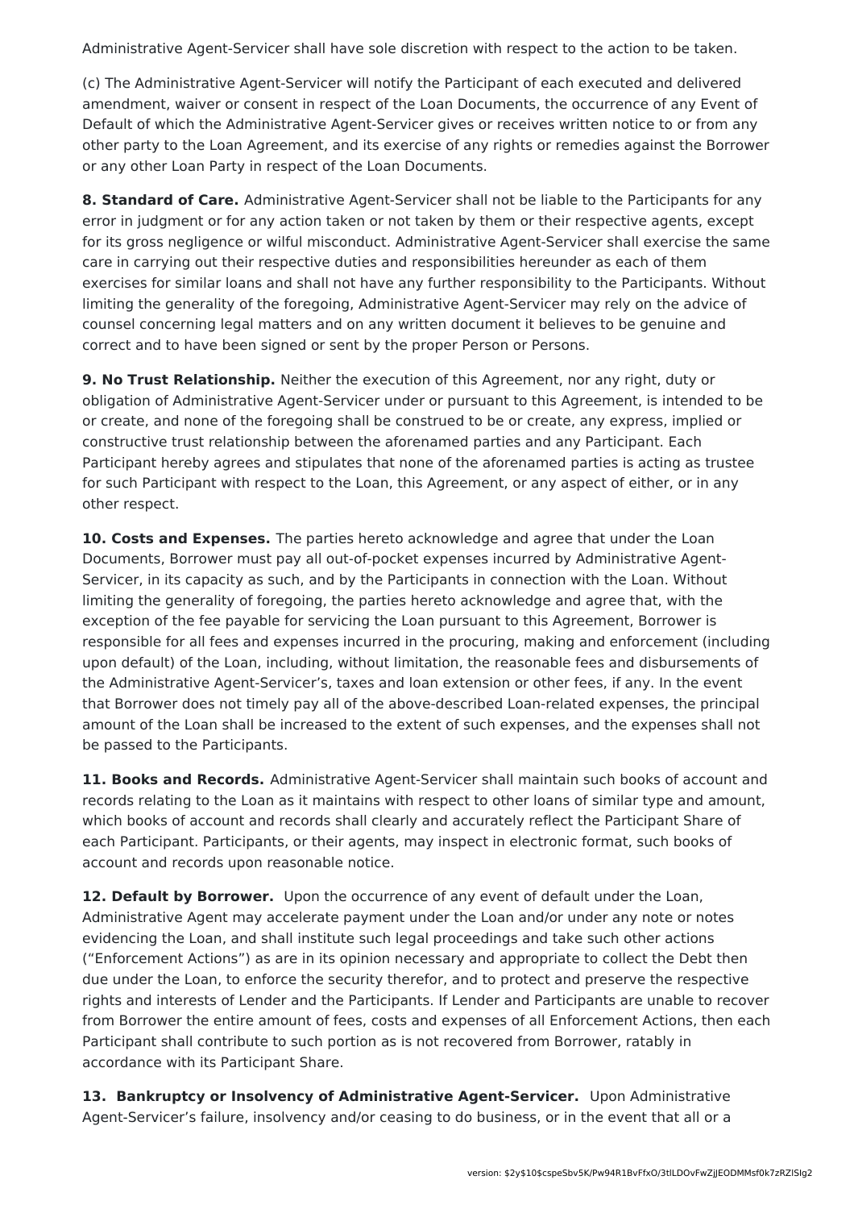Administrative Agent-Servicer shall have sole discretion with respect to the action to be taken.

(c) The Administrative Agent-Servicer will notify the Participant of each executed and delivered amendment, waiver or consent in respect of the Loan Documents, the occurrence of any Event of Default of which the Administrative Agent-Servicer gives or receives written notice to or from any other party to the Loan Agreement, and its exercise of any rights or remedies against the Borrower or any other Loan Party in respect of the Loan Documents.

**8. Standard of Care.** Administrative Agent-Servicer shall not be liable to the Participants for any error in judgment or for any action taken or not taken by them or their respective agents, except for its gross negligence or wilful misconduct. Administrative Agent-Servicer shall exercise the same care in carrying out their respective duties and responsibilities hereunder as each of them exercises for similar loans and shall not have any further responsibility to the Participants. Without limiting the generality of the foregoing, Administrative Agent-Servicer may rely on the advice of counsel concerning legal matters and on any written document it believes to be genuine and correct and to have been signed or sent by the proper Person or Persons.

**9. No Trust Relationship.** Neither the execution of this Agreement, nor any right, duty or obligation of Administrative Agent-Servicer under or pursuant to this Agreement, is intended to be or create, and none of the foregoing shall be construed to be or create, any express, implied or constructive trust relationship between the aforenamed parties and any Participant. Each Participant hereby agrees and stipulates that none of the aforenamed parties is acting as trustee for such Participant with respect to the Loan, this Agreement, or any aspect of either, or in any other respect.

**10. Costs and Expenses.** The parties hereto acknowledge and agree that under the Loan Documents, Borrower must pay all out-of-pocket expenses incurred by Administrative Agent-Servicer, in its capacity as such, and by the Participants in connection with the Loan. Without limiting the generality of foregoing, the parties hereto acknowledge and agree that, with the exception of the fee payable for servicing the Loan pursuant to this Agreement, Borrower is responsible for all fees and expenses incurred in the procuring, making and enforcement (including upon default) of the Loan, including, without limitation, the reasonable fees and disbursements of the Administrative Agent-Servicer's, taxes and loan extension or other fees, if any. In the event that Borrower does not timely pay all of the above-described Loan-related expenses, the principal amount of the Loan shall be increased to the extent of such expenses, and the expenses shall not be passed to the Participants.

**11. Books and Records.** Administrative Agent-Servicer shall maintain such books of account and records relating to the Loan as it maintains with respect to other loans of similar type and amount, which books of account and records shall clearly and accurately reflect the Participant Share of each Participant. Participants, or their agents, may inspect in electronic format, such books of account and records upon reasonable notice.

**12. Default by Borrower.** Upon the occurrence of any event of default under the Loan, Administrative Agent may accelerate payment under the Loan and/or under any note or notes evidencing the Loan, and shall institute such legal proceedings and take such other actions ("Enforcement Actions") as are in its opinion necessary and appropriate to collect the Debt then due under the Loan, to enforce the security therefor, and to protect and preserve the respective rights and interests of Lender and the Participants. If Lender and Participants are unable to recover from Borrower the entire amount of fees, costs and expenses of all Enforcement Actions, then each Participant shall contribute to such portion as is not recovered from Borrower, ratably in accordance with its Participant Share.

**13. Bankruptcy or Insolvency of Administrative Agent-Servicer.** Upon Administrative Agent-Servicer's failure, insolvency and/or ceasing to do business, or in the event that all or a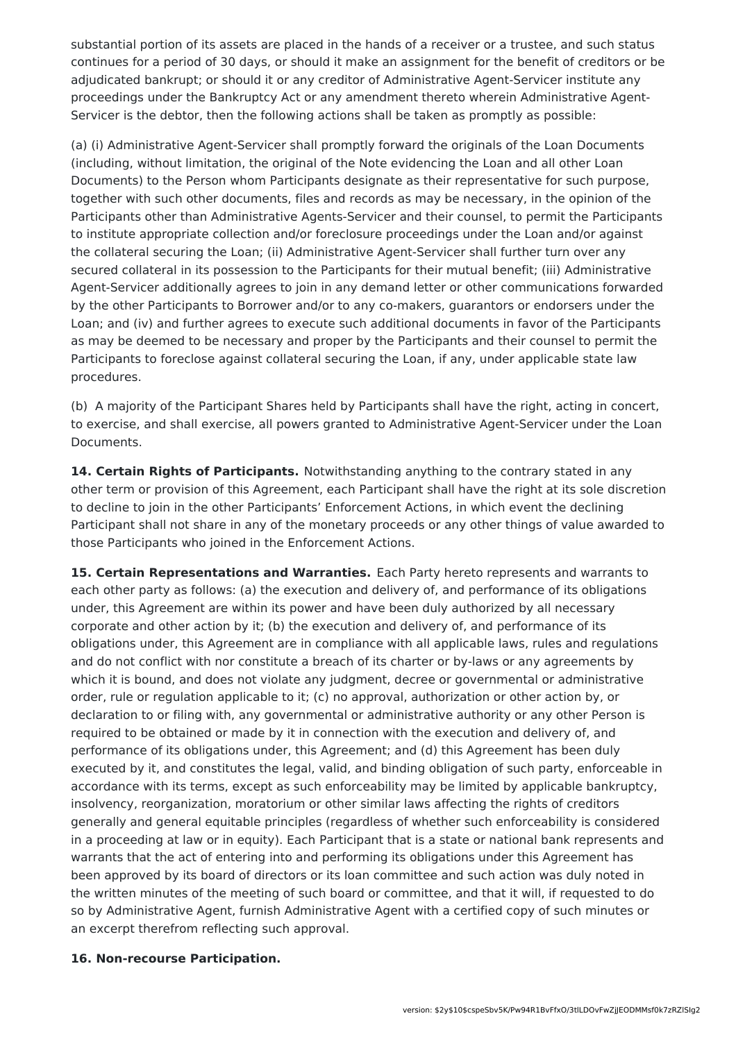substantial portion of its assets are placed in the hands of a receiver or a trustee, and such status continues for a period of 30 days, or should it make an assignment for the benefit of creditors or be adjudicated bankrupt; or should it or any creditor of Administrative Agent-Servicer institute any proceedings under the Bankruptcy Act or any amendment thereto wherein Administrative Agent-Servicer is the debtor, then the following actions shall be taken as promptly as possible:

(a) (i) Administrative Agent-Servicer shall promptly forward the originals of the Loan Documents (including, without limitation, the original of the Note evidencing the Loan and all other Loan Documents) to the Person whom Participants designate as their representative for such purpose, together with such other documents, files and records as may be necessary, in the opinion of the Participants other than Administrative Agents-Servicer and their counsel, to permit the Participants to institute appropriate collection and/or foreclosure proceedings under the Loan and/or against the collateral securing the Loan; (ii) Administrative Agent-Servicer shall further turn over any secured collateral in its possession to the Participants for their mutual benefit; (iii) Administrative Agent-Servicer additionally agrees to join in any demand letter or other communications forwarded by the other Participants to Borrower and/or to any co-makers, guarantors or endorsers under the Loan; and (iv) and further agrees to execute such additional documents in favor of the Participants as may be deemed to be necessary and proper by the Participants and their counsel to permit the Participants to foreclose against collateral securing the Loan, if any, under applicable state law procedures.

(b) A majority of the Participant Shares held by Participants shall have the right, acting in concert, to exercise, and shall exercise, all powers granted to Administrative Agent-Servicer under the Loan Documents.

**14. Certain Rights of Participants.** Notwithstanding anything to the contrary stated in any other term or provision of this Agreement, each Participant shall have the right at its sole discretion to decline to join in the other Participants' Enforcement Actions, in which event the declining Participant shall not share in any of the monetary proceeds or any other things of value awarded to those Participants who joined in the Enforcement Actions.

**15. Certain Representations and Warranties.** Each Party hereto represents and warrants to each other party as follows: (a) the execution and delivery of, and performance of its obligations under, this Agreement are within its power and have been duly authorized by all necessary corporate and other action by it; (b) the execution and delivery of, and performance of its obligations under, this Agreement are in compliance with all applicable laws, rules and regulations and do not conflict with nor constitute a breach of its charter or by-laws or any agreements by which it is bound, and does not violate any judgment, decree or governmental or administrative order, rule or regulation applicable to it; (c) no approval, authorization or other action by, or declaration to or filing with, any governmental or administrative authority or any other Person is required to be obtained or made by it in connection with the execution and delivery of, and performance of its obligations under, this Agreement; and (d) this Agreement has been duly executed by it, and constitutes the legal, valid, and binding obligation of such party, enforceable in accordance with its terms, except as such enforceability may be limited by applicable bankruptcy, insolvency, reorganization, moratorium or other similar laws affecting the rights of creditors generally and general equitable principles (regardless of whether such enforceability is considered in a proceeding at law or in equity). Each Participant that is a state or national bank represents and warrants that the act of entering into and performing its obligations under this Agreement has been approved by its board of directors or its loan committee and such action was duly noted in the written minutes of the meeting of such board or committee, and that it will, if requested to do so by Administrative Agent, furnish Administrative Agent with a certified copy of such minutes or an excerpt therefrom reflecting such approval.

**16. Non-recourse Participation.**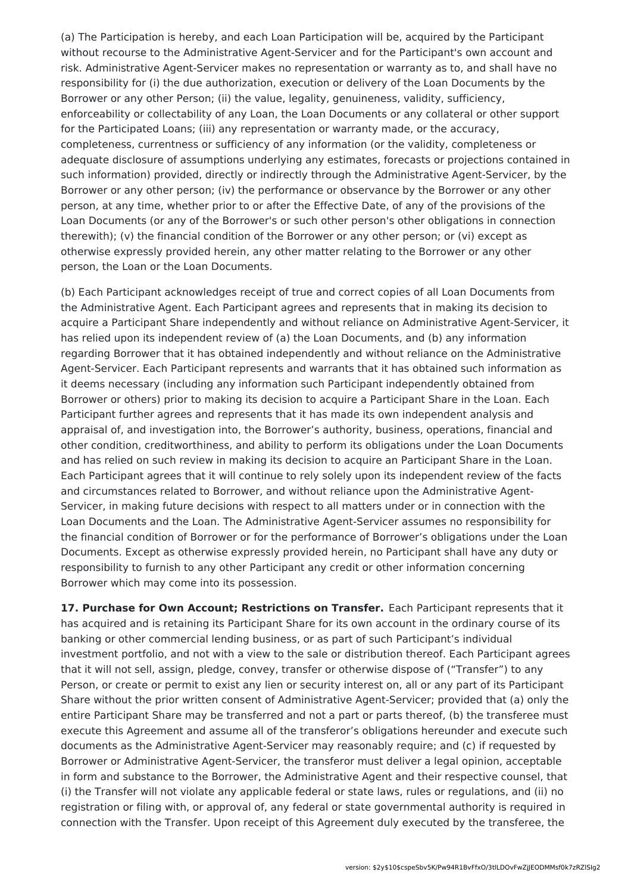(a) The Participation is hereby, and each Loan Participation will be, acquired by the Participant without recourse to the Administrative Agent-Servicer and for the Participant's own account and risk. Administrative Agent-Servicer makes no representation or warranty as to, and shall have no responsibility for (i) the due authorization, execution or delivery of the Loan Documents by the Borrower or any other Person; (ii) the value, legality, genuineness, validity, sufficiency, enforceability or collectability of any Loan, the Loan Documents or any collateral or other support for the Participated Loans; (iii) any representation or warranty made, or the accuracy, completeness, currentness or sufficiency of any information (or the validity, completeness or adequate disclosure of assumptions underlying any estimates, forecasts or projections contained in such information) provided, directly or indirectly through the Administrative Agent-Servicer, by the Borrower or any other person; (iv) the performance or observance by the Borrower or any other person, at any time, whether prior to or after the Effective Date, of any of the provisions of the Loan Documents (or any of the Borrower's or such other person's other obligations in connection therewith); (v) the financial condition of the Borrower or any other person; or (vi) except as otherwise expressly provided herein, any other matter relating to the Borrower or any other person, the Loan or the Loan Documents.

(b) Each Participant acknowledges receipt of true and correct copies of all Loan Documents from the Administrative Agent. Each Participant agrees and represents that in making its decision to acquire a Participant Share independently and without reliance on Administrative Agent-Servicer, it has relied upon its independent review of (a) the Loan Documents, and (b) any information regarding Borrower that it has obtained independently and without reliance on the Administrative Agent-Servicer. Each Participant represents and warrants that it has obtained such information as it deems necessary (including any information such Participant independently obtained from Borrower or others) prior to making its decision to acquire a Participant Share in the Loan. Each Participant further agrees and represents that it has made its own independent analysis and appraisal of, and investigation into, the Borrower's authority, business, operations, financial and other condition, creditworthiness, and ability to perform its obligations under the Loan Documents and has relied on such review in making its decision to acquire an Participant Share in the Loan. Each Participant agrees that it will continue to rely solely upon its independent review of the facts and circumstances related to Borrower, and without reliance upon the Administrative Agent-Servicer, in making future decisions with respect to all matters under or in connection with the Loan Documents and the Loan. The Administrative Agent-Servicer assumes no responsibility for the financial condition of Borrower or for the performance of Borrower's obligations under the Loan Documents. Except as otherwise expressly provided herein, no Participant shall have any duty or responsibility to furnish to any other Participant any credit or other information concerning Borrower which may come into its possession.

**17. Purchase for Own Account; Restrictions on Transfer.** Each Participant represents that it has acquired and is retaining its Participant Share for its own account in the ordinary course of its banking or other commercial lending business, or as part of such Participant's individual investment portfolio, and not with a view to the sale or distribution thereof. Each Participant agrees that it will not sell, assign, pledge, convey, transfer or otherwise dispose of ("Transfer") to any Person, or create or permit to exist any lien or security interest on, all or any part of its Participant Share without the prior written consent of Administrative Agent-Servicer; provided that (a) only the entire Participant Share may be transferred and not a part or parts thereof, (b) the transferee must execute this Agreement and assume all of the transferor's obligations hereunder and execute such documents as the Administrative Agent-Servicer may reasonably require; and (c) if requested by Borrower or Administrative Agent-Servicer, the transferor must deliver a legal opinion, acceptable in form and substance to the Borrower, the Administrative Agent and their respective counsel, that (i) the Transfer will not violate any applicable federal or state laws, rules or regulations, and (ii) no registration or filing with, or approval of, any federal or state governmental authority is required in connection with the Transfer. Upon receipt of this Agreement duly executed by the transferee, the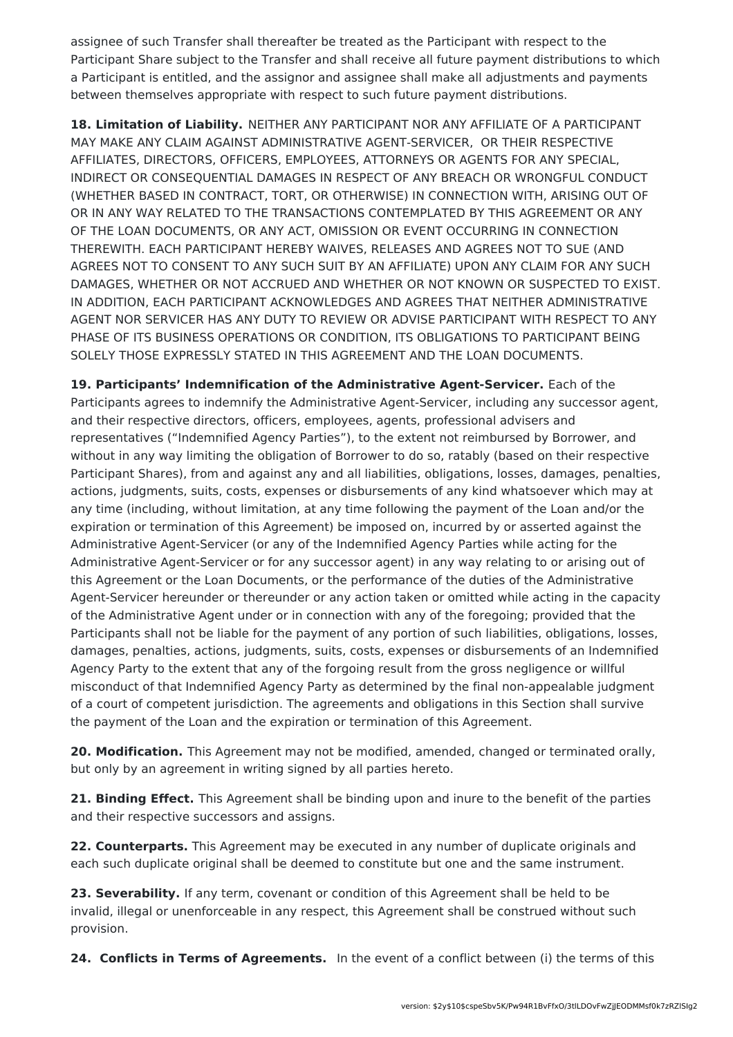assignee of such Transfer shall thereafter be treated as the Participant with respect to the Participant Share subject to the Transfer and shall receive all future payment distributions to which a Participant is entitled, and the assignor and assignee shall make all adjustments and payments between themselves appropriate with respect to such future payment distributions.

**18. Limitation of Liability.** NEITHER ANY PARTICIPANT NOR ANY AFFILIATE OF A PARTICIPANT MAY MAKE ANY CLAIM AGAINST ADMINISTRATIVE AGENT-SERVICER, OR THEIR RESPECTIVE AFFILIATES, DIRECTORS, OFFICERS, EMPLOYEES, ATTORNEYS OR AGENTS FOR ANY SPECIAL, INDIRECT OR CONSEQUENTIAL DAMAGES IN RESPECT OF ANY BREACH OR WRONGFUL CONDUCT (WHETHER BASED IN CONTRACT, TORT, OR OTHERWISE) IN CONNECTION WITH, ARISING OUT OF OR IN ANY WAY RELATED TO THE TRANSACTIONS CONTEMPLATED BY THIS AGREEMENT OR ANY OF THE LOAN DOCUMENTS, OR ANY ACT, OMISSION OR EVENT OCCURRING IN CONNECTION THEREWITH. EACH PARTICIPANT HEREBY WAIVES, RELEASES AND AGREES NOT TO SUE (AND AGREES NOT TO CONSENT TO ANY SUCH SUIT BY AN AFFILIATE) UPON ANY CLAIM FOR ANY SUCH DAMAGES, WHETHER OR NOT ACCRUED AND WHETHER OR NOT KNOWN OR SUSPECTED TO EXIST. IN ADDITION, EACH PARTICIPANT ACKNOWLEDGES AND AGREES THAT NEITHER ADMINISTRATIVE AGENT NOR SERVICER HAS ANY DUTY TO REVIEW OR ADVISE PARTICIPANT WITH RESPECT TO ANY PHASE OF ITS BUSINESS OPERATIONS OR CONDITION, ITS OBLIGATIONS TO PARTICIPANT BEING SOLELY THOSE EXPRESSLY STATED IN THIS AGREEMENT AND THE LOAN DOCUMENTS.

**19. Participants' Indemnification of the Administrative Agent-Servicer.** Each of the Participants agrees to indemnify the Administrative Agent-Servicer, including any successor agent, and their respective directors, officers, employees, agents, professional advisers and representatives ("Indemnified Agency Parties"), to the extent not reimbursed by Borrower, and without in any way limiting the obligation of Borrower to do so, ratably (based on their respective Participant Shares), from and against any and all liabilities, obligations, losses, damages, penalties, actions, judgments, suits, costs, expenses or disbursements of any kind whatsoever which may at any time (including, without limitation, at any time following the payment of the Loan and/or the expiration or termination of this Agreement) be imposed on, incurred by or asserted against the Administrative Agent-Servicer (or any of the Indemnified Agency Parties while acting for the Administrative Agent-Servicer or for any successor agent) in any way relating to or arising out of this Agreement or the Loan Documents, or the performance of the duties of the Administrative Agent-Servicer hereunder or thereunder or any action taken or omitted while acting in the capacity of the Administrative Agent under or in connection with any of the foregoing; provided that the Participants shall not be liable for the payment of any portion of such liabilities, obligations, losses, damages, penalties, actions, judgments, suits, costs, expenses or disbursements of an Indemnified Agency Party to the extent that any of the forgoing result from the gross negligence or willful misconduct of that Indemnified Agency Party as determined by the final non-appealable judgment of a court of competent jurisdiction. The agreements and obligations in this Section shall survive the payment of the Loan and the expiration or termination of this Agreement.

**20. Modification.** This Agreement may not be modified, amended, changed or terminated orally, but only by an agreement in writing signed by all parties hereto.

**21. Binding Effect.** This Agreement shall be binding upon and inure to the benefit of the parties and their respective successors and assigns.

**22. Counterparts.** This Agreement may be executed in any number of duplicate originals and each such duplicate original shall be deemed to constitute but one and the same instrument.

**23. Severability.** If any term, covenant or condition of this Agreement shall be held to be invalid, illegal or unenforceable in any respect, this Agreement shall be construed without such provision.

**24. Conflicts in Terms of Agreements.** In the event of a conflict between (i) the terms of this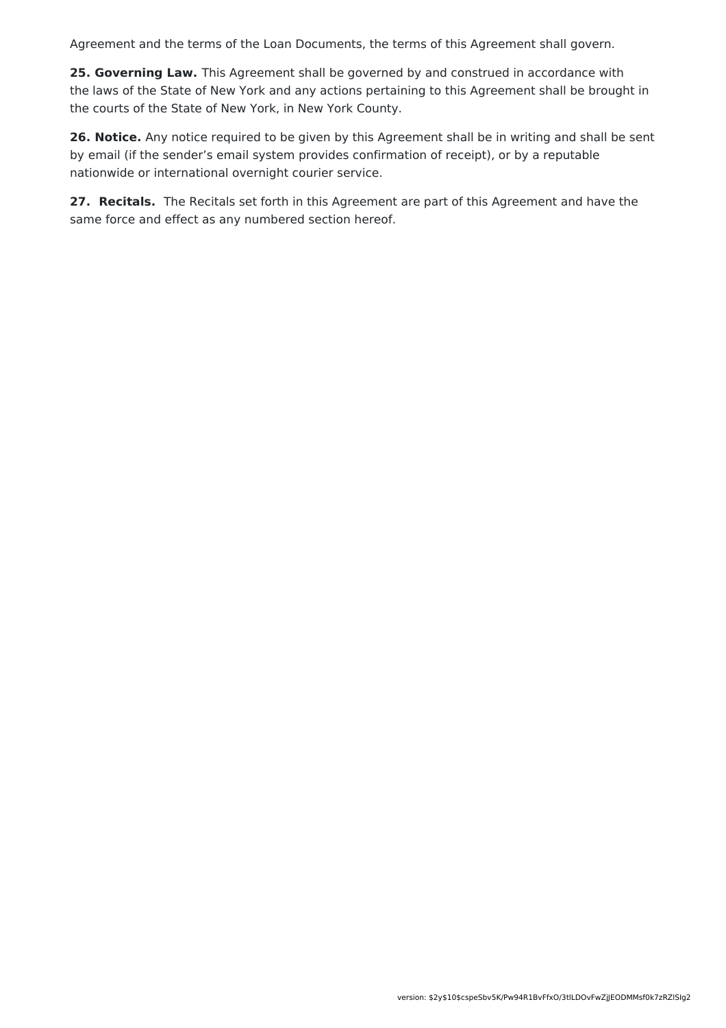Agreement and the terms of the Loan Documents, the terms of this Agreement shall govern.

**25. Governing Law.** This Agreement shall be governed by and construed in accordance with the laws of the State of New York and any actions pertaining to this Agreement shall be brought in the courts of the State of New York, in New York County.

**26. Notice.** Any notice required to be given by this Agreement shall be in writing and shall be sent by email (if the sender's email system provides confirmation of receipt), or by a reputable nationwide or international overnight courier service.

**27. Recitals.** The Recitals set forth in this Agreement are part of this Agreement and have the same force and effect as any numbered section hereof.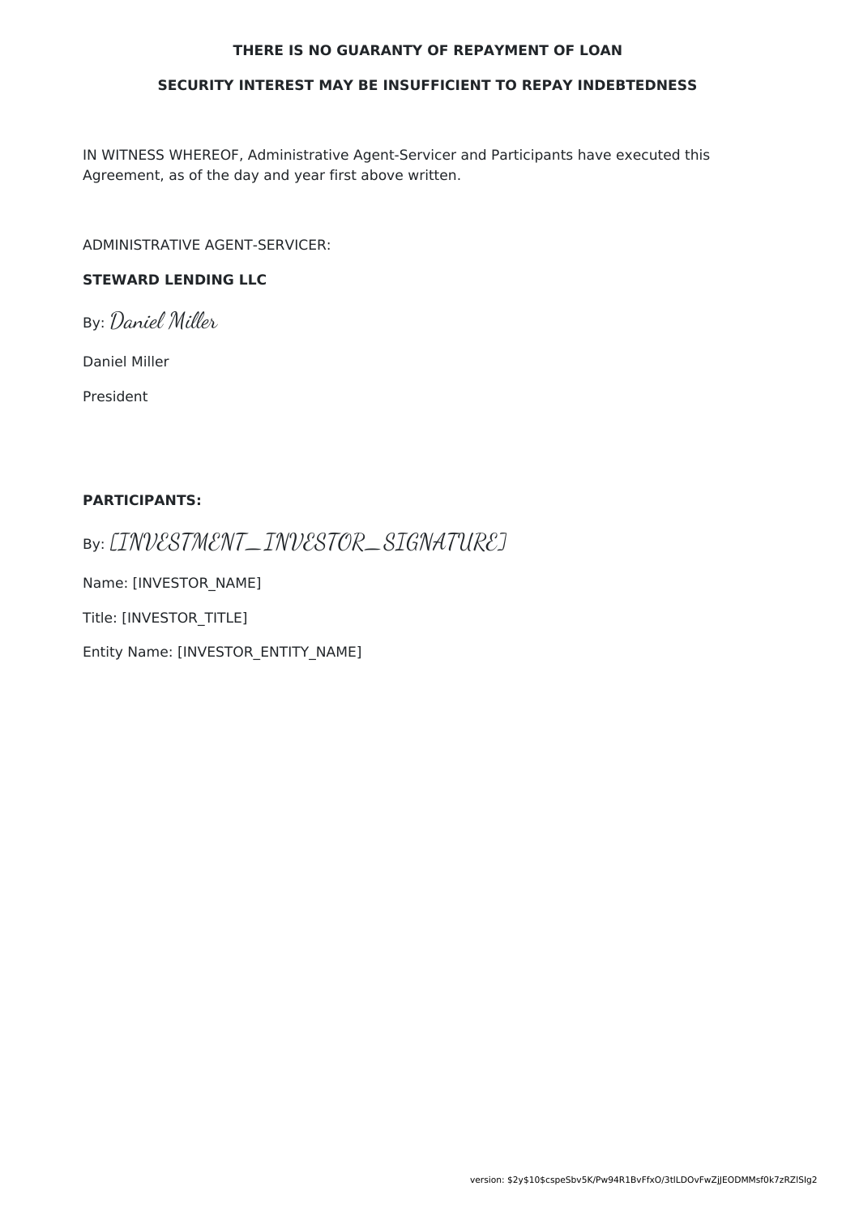**THERE IS NO GUARANTY OF REPAYMENT OF LOAN**

**SECURITY INTEREST MAY BE INSUFFICIENT TO REPAY INDEBTEDNESS**

IN WITNESS WHEREOF, Administrative Agent-Servicer and Participants have executed this Agreement, as of the day and year first above written.

ADMINISTRATIVE AGENT-SERVICER:

**STEWARD LENDING LLC**

By: Daniel Miller

Daniel Miller

President

**PARTICIPANTS:**

By: [INVESTMENT_INVESTOR_SIGNATURE]

Name: [INVESTOR_NAME]

Title: [INVESTOR_TITLE]

Entity Name: [INVESTOR_ENTITY_NAME]

version: $2y$10$cspeSbv5K/Pw94R1BvFfxO/3tlLDOvFwZjJEODMMsf0k7zRZlSIg2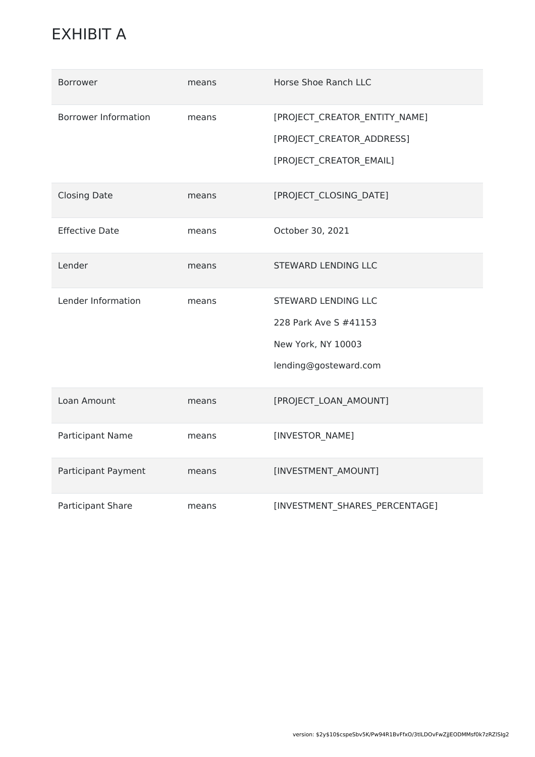# EXHIBIT A

| | | |
|---|---|---|
| Borrower | means | Horse Shoe Ranch LLC |
| Borrower Information | means | [PROJECT_CREATOR_ENTITY_NAME]<br>[PROJECT_CREATOR_ADDRESS]<br>[PROJECT_CREATOR_EMAIL] |
| Closing Date | means | [PROJECT_CLOSING_DATE] |
| Effective Date | means | October 30, 2021 |
| Lender | means | STEWARD LENDING LLC |
| Lender Information | means | STEWARD LENDING LLC<br>228 Park Ave S #41153<br>New York, NY 10003<br>lending@gosteward.com |
| Loan Amount | means | [PROJECT_LOAN_AMOUNT] |
| Participant Name | means | [INVESTOR_NAME] |
| Participant Payment | means | [INVESTMENT_AMOUNT] |
| Participant Share | means | [INVESTMENT_SHARES_PERCENTAGE] |

version: $2y$10$cspeSbv5K/Pw94R1BvFfxO/3tlLDOvFwZjJEODMMsf0k7zRZlSlg2